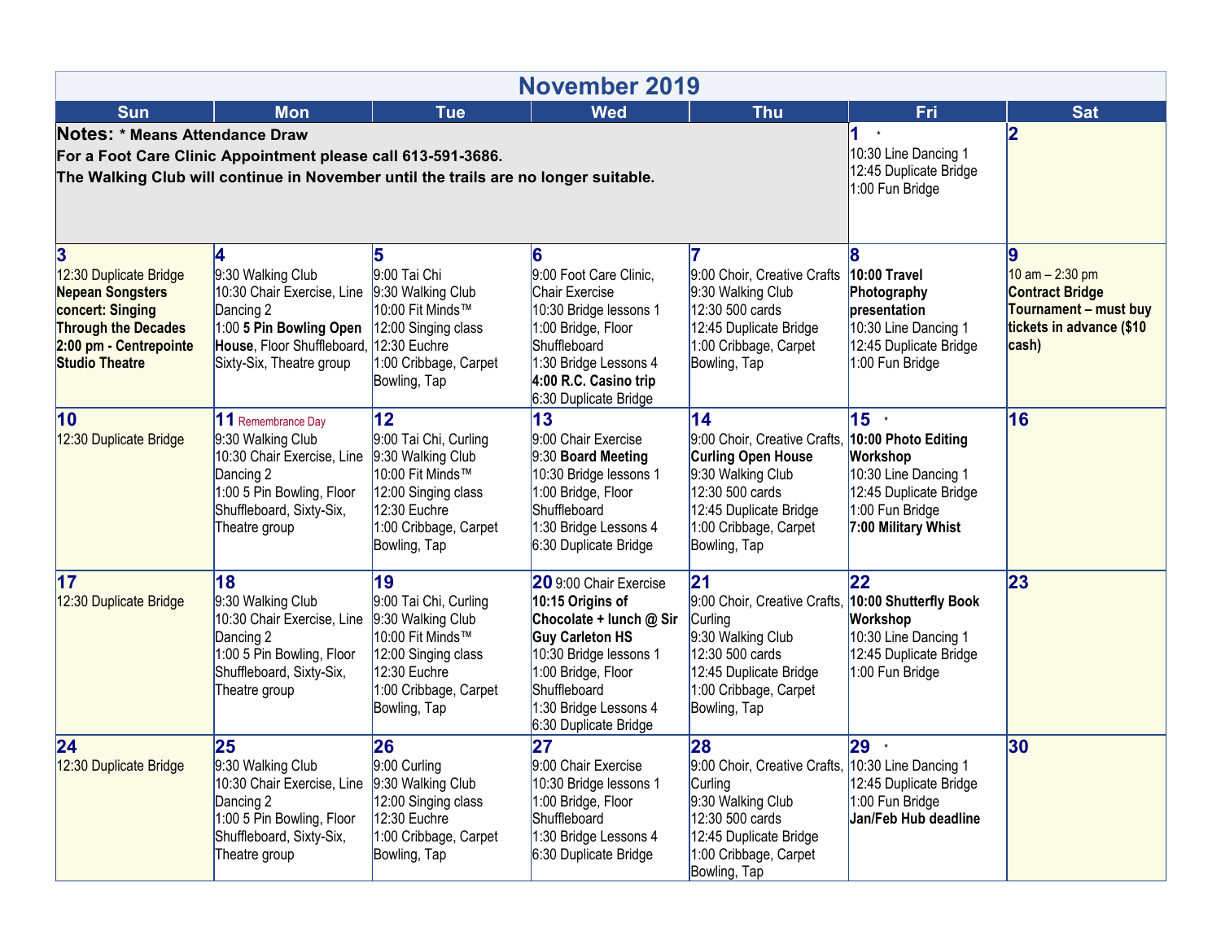# November 2019

| Sun | Mon | Tue | Wed | Thu | Fri | Sat |
|---|---|---|---|---|---|---|
| **Notes: \* Means Attendance Draw**<br>**For a Foot Care Clinic Appointment please call 613-591-3686.**<br>**The Walking Club will continue in November until the trails are no longer suitable.** | | | | | **1** *<br>10:30 Line Dancing 1<br>12:45 Duplicate Bridge<br>1:00 Fun Bridge | **2** |
| **3**<br>12:30 Duplicate Bridge<br>**Nepean Songsters concert: Singing Through the Decades 2:00 pm - Centrepointe Studio Theatre** | **4**<br>9:30 Walking Club<br>10:30 Chair Exercise, Line Dancing 2<br>1:00 **5 Pin Bowling Open House**, Floor Shuffleboard, Sixty-Six, Theatre group | **5**<br>9:00 Tai Chi<br>9:30 Walking Club<br>10:00 Fit Minds™<br>12:00 Singing class<br>1:00 Cribbage, Carpet Bowling, Tap | **6**<br>9:00 Foot Care Clinic, Chair Exercise<br>10:30 Bridge lessons 1<br>1:00 Bridge, Floor Shuffleboard<br>1:30 Bridge Lessons 4<br>**4:00 R.C. Casino trip**<br>6:30 Duplicate Bridge | **7**<br>9:00 Choir, Creative Crafts<br>9:30 Walking Club<br>12:30 500 cards<br>12:45 Duplicate Bridge<br>1:00 Cribbage, Carpet Bowling, Tap | **8**<br>**10:00 Travel Photography presentation**<br>10:30 Line Dancing 1<br>12:45 Duplicate Bridge<br>1:00 Fun Bridge | **9**<br>10 am – 2:30 pm<br>**Contract Bridge Tournament – must buy tickets in advance ($10 cash)** |
| **10**<br>12:30 Duplicate Bridge | **11** Remembrance Day<br>9:30 Walking Club<br>10:30 Chair Exercise, Line Dancing 2<br>1:00 5 Pin Bowling, Floor Shuffleboard, Sixty-Six, Theatre group | **12**<br>9:00 Tai Chi, Curling<br>9:30 Walking Club<br>10:00 Fit Minds™<br>12:00 Singing class<br>12:30 Euchre<br>1:00 Cribbage, Carpet Bowling, Tap | **13**<br>9:00 Chair Exercise<br>9:30 **Board Meeting**<br>10:30 Bridge lessons 1<br>1:00 Bridge, Floor Shuffleboard<br>1:30 Bridge Lessons 4<br>6:30 Duplicate Bridge | **14**<br>9:00 Choir, Creative Crafts, **Curling Open House**<br>9:30 Walking Club<br>12:30 500 cards<br>12:45 Duplicate Bridge<br>1:00 Cribbage, Carpet Bowling, Tap | **15** *<br>**10:00 Photo Editing Workshop**<br>10:30 Line Dancing 1<br>12:45 Duplicate Bridge<br>1:00 Fun Bridge<br>**7:00 Military Whist** | **16** |
| **17**<br>12:30 Duplicate Bridge | **18**<br>9:30 Walking Club<br>10:30 Chair Exercise, Line Dancing 2<br>1:00 5 Pin Bowling, Floor Shuffleboard, Sixty-Six, Theatre group | **19**<br>9:00 Tai Chi, Curling<br>9:30 Walking Club<br>10:00 Fit Minds™<br>12:00 Singing class<br>12:30 Euchre<br>1:00 Cribbage, Carpet Bowling, Tap | **20** 9:00 Chair Exercise<br>**10:15 Origins of Chocolate + lunch @ Sir Guy Carleton HS**<br>10:30 Bridge lessons 1<br>1:00 Bridge, Floor Shuffleboard<br>1:30 Bridge Lessons 4<br>6:30 Duplicate Bridge | **21**<br>9:00 Choir, Creative Crafts, Curling<br>9:30 Walking Club<br>12:30 500 cards<br>12:45 Duplicate Bridge<br>1:00 Cribbage, Carpet Bowling, Tap | **22**<br>**10:00 Shutterfly Book Workshop**<br>10:30 Line Dancing 1<br>12:45 Duplicate Bridge<br>1:00 Fun Bridge | **23** |
| **24**<br>12:30 Duplicate Bridge | **25**<br>9:30 Walking Club<br>10:30 Chair Exercise, Line Dancing 2<br>1:00 5 Pin Bowling, Floor Shuffleboard, Sixty-Six, Theatre group | **26**<br>9:00 Curling<br>9:30 Walking Club<br>12:00 Singing class<br>12:30 Euchre<br>1:00 Cribbage, Carpet Bowling, Tap | **27**<br>9:00 Chair Exercise<br>10:30 Bridge lessons 1<br>1:00 Bridge, Floor Shuffleboard<br>1:30 Bridge Lessons 4<br>6:30 Duplicate Bridge | **28**<br>9:00 Choir, Creative Crafts, Curling<br>9:30 Walking Club<br>12:30 500 cards<br>12:45 Duplicate Bridge<br>1:00 Cribbage, Carpet Bowling, Tap | **29** *<br>10:30 Line Dancing 1<br>12:45 Duplicate Bridge<br>1:00 Fun Bridge<br>**Jan/Feb Hub deadline** | **30** |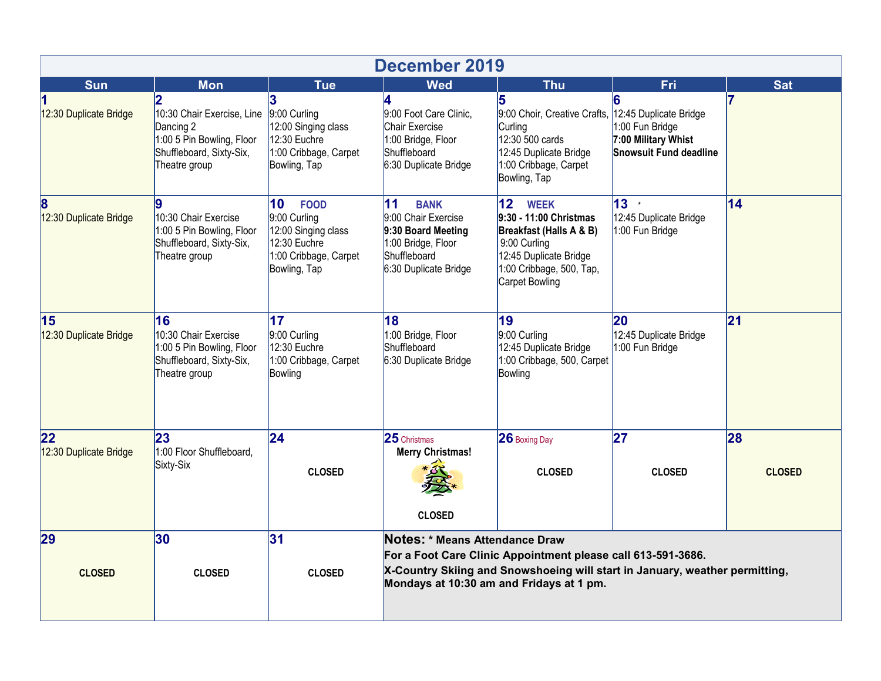# December 2019

| Sun | Mon | Tue | Wed | Thu | Fri | Sat |
|---|---|---|---|---|---|---|
| **1**<br>12:30 Duplicate Bridge | **2**<br>10:30 Chair Exercise, Line Dancing 2<br>1:00 5 Pin Bowling, Floor Shuffleboard, Sixty-Six, Theatre group | **3**<br>9:00 Curling<br>12:00 Singing class<br>12:30 Euchre<br>1:00 Cribbage, Carpet Bowling, Tap | **4**<br>9:00 Foot Care Clinic, Chair Exercise<br>1:00 Bridge, Floor Shuffleboard<br>6:30 Duplicate Bridge | **5**<br>9:00 Choir, Creative Crafts, Curling<br>12:30 500 cards<br>12:45 Duplicate Bridge<br>1:00 Cribbage, Carpet Bowling, Tap | **6**<br>12:45 Duplicate Bridge<br>1:00 Fun Bridge<br>**7:00 Military Whist**<br>**Snowsuit Fund deadline** | **7** |
| **8**<br>12:30 Duplicate Bridge | **9**<br>10:30 Chair Exercise<br>1:00 5 Pin Bowling, Floor Shuffleboard, Sixty-Six, Theatre group | **10** FOOD<br>9:00 Curling<br>12:00 Singing class<br>12:30 Euchre<br>1:00 Cribbage, Carpet Bowling, Tap | **11** BANK<br>9:00 Chair Exercise<br>**9:30 Board Meeting**<br>1:00 Bridge, Floor Shuffleboard<br>6:30 Duplicate Bridge | **12** WEEK<br>**9:30 - 11:00 Christmas Breakfast (Halls A & B)**<br>9:00 Curling<br>12:45 Duplicate Bridge<br>1:00 Cribbage, 500, Tap, Carpet Bowling | **13** *<br>12:45 Duplicate Bridge<br>1:00 Fun Bridge | **14** |
| **15**<br>12:30 Duplicate Bridge | **16**<br>10:30 Chair Exercise<br>1:00 5 Pin Bowling, Floor Shuffleboard, Sixty-Six, Theatre group | **17**<br>9:00 Curling<br>12:30 Euchre<br>1:00 Cribbage, Carpet Bowling | **18**<br>1:00 Bridge, Floor Shuffleboard<br>6:30 Duplicate Bridge | **19**<br>9:00 Curling<br>12:45 Duplicate Bridge<br>1:00 Cribbage, 500, Carpet Bowling | **20**<br>12:45 Duplicate Bridge<br>1:00 Fun Bridge | **21** |
| **22**<br>12:30 Duplicate Bridge | **23**<br>1:00 Floor Shuffleboard, Sixty-Six | **24**<br>CLOSED | **25** Christmas<br>**Merry Christmas!**<br>CLOSED | **26** Boxing Day<br>CLOSED | **27**<br>CLOSED | **28**<br>CLOSED |
| **29**<br>CLOSED | **30**<br>CLOSED | **31**<br>CLOSED | **Notes:** * Means Attendance Draw<br>For a Foot Care Clinic Appointment please call 613-591-3686.<br>X-Country Skiing and Snowshoeing will start in January, weather permitting, Mondays at 10:30 am and Fridays at 1 pm. | | | |